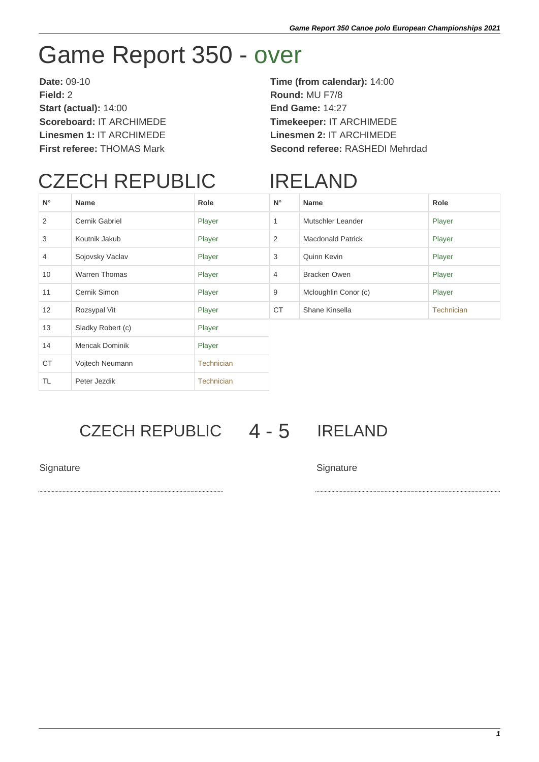# Game Report 350 - over

**Date:** 09-10
**Field:** 2
**Start (actual):** 14:00
**Scoreboard:** IT ARCHIMEDE
**Linesmen 1:** IT ARCHIMEDE
**First referee:** THOMAS Mark

**Time (from calendar):** 14:00
**Round:** MU F7/8
**End Game:** 14:27
**Timekeeper:** IT ARCHIMEDE
**Linesmen 2:** IT ARCHIMEDE
**Second referee:** RASHEDI Mehrdad

## CZECH REPUBLIC

| N° | Name | Role |
|---|---|---|
| 2 | Cernik Gabriel | Player |
| 3 | Koutnik Jakub | Player |
| 4 | Sojovsky Vaclav | Player |
| 10 | Warren Thomas | Player |
| 11 | Cernik Simon | Player |
| 12 | Rozsypal Vit | Player |
| 13 | Sladky Robert (c) | Player |
| 14 | Mencak Dominik | Player |
| CT | Vojtech Neumann | Technician |
| TL | Peter Jezdik | Technician |

## IRELAND

| N° | Name | Role |
|---|---|---|
| 1 | Mutschler Leander | Player |
| 2 | Macdonald Patrick | Player |
| 3 | Quinn Kevin | Player |
| 4 | Bracken Owen | Player |
| 9 | Mcloughlin Conor (c) | Player |
| CT | Shane Kinsella | Technician |

## CZECH REPUBLIC 4 - 5 IRELAND

Signature

Signature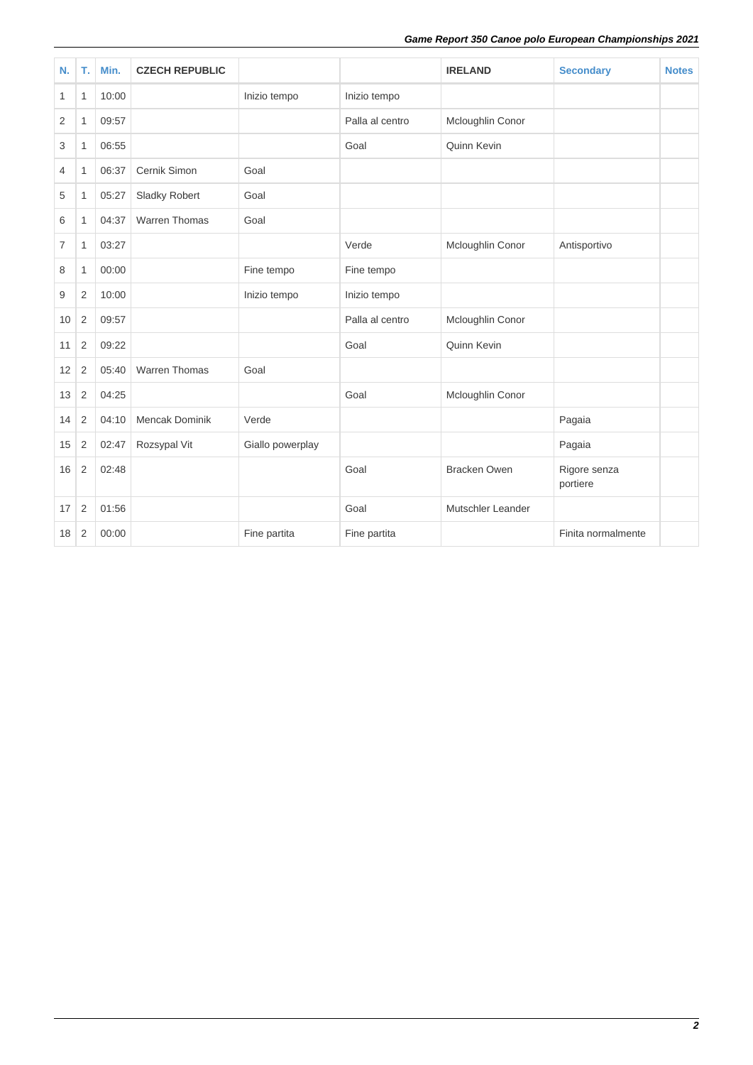| N. | T. | Min. | CZECH REPUBLIC | | | IRELAND | Secondary | Notes |
|---|---|---|---|---|---|---|---|---|
| 1 | 1 | 10:00 | | Inizio tempo | Inizio tempo | | | |
| 2 | 1 | 09:57 | | | Palla al centro | Mcloughlin Conor | | |
| 3 | 1 | 06:55 | | | Goal | Quinn Kevin | | |
| 4 | 1 | 06:37 | Cernik Simon | Goal | | | | |
| 5 | 1 | 05:27 | Sladky Robert | Goal | | | | |
| 6 | 1 | 04:37 | Warren Thomas | Goal | | | | |
| 7 | 1 | 03:27 | | | Verde | Mcloughlin Conor | Antisportivo | |
| 8 | 1 | 00:00 | | Fine tempo | Fine tempo | | | |
| 9 | 2 | 10:00 | | Inizio tempo | Inizio tempo | | | |
| 10 | 2 | 09:57 | | | Palla al centro | Mcloughlin Conor | | |
| 11 | 2 | 09:22 | | | Goal | Quinn Kevin | | |
| 12 | 2 | 05:40 | Warren Thomas | Goal | | | | |
| 13 | 2 | 04:25 | | | Goal | Mcloughlin Conor | | |
| 14 | 2 | 04:10 | Mencak Dominik | Verde | | | Pagaia | |
| 15 | 2 | 02:47 | Rozsypal Vit | Giallo powerplay | | | Pagaia | |
| 16 | 2 | 02:48 | | | Goal | Bracken Owen | Rigore senza portiere | |
| 17 | 2 | 01:56 | | | Goal | Mutschler Leander | | |
| 18 | 2 | 00:00 | | Fine partita | Fine partita | | Finita normalmente | |